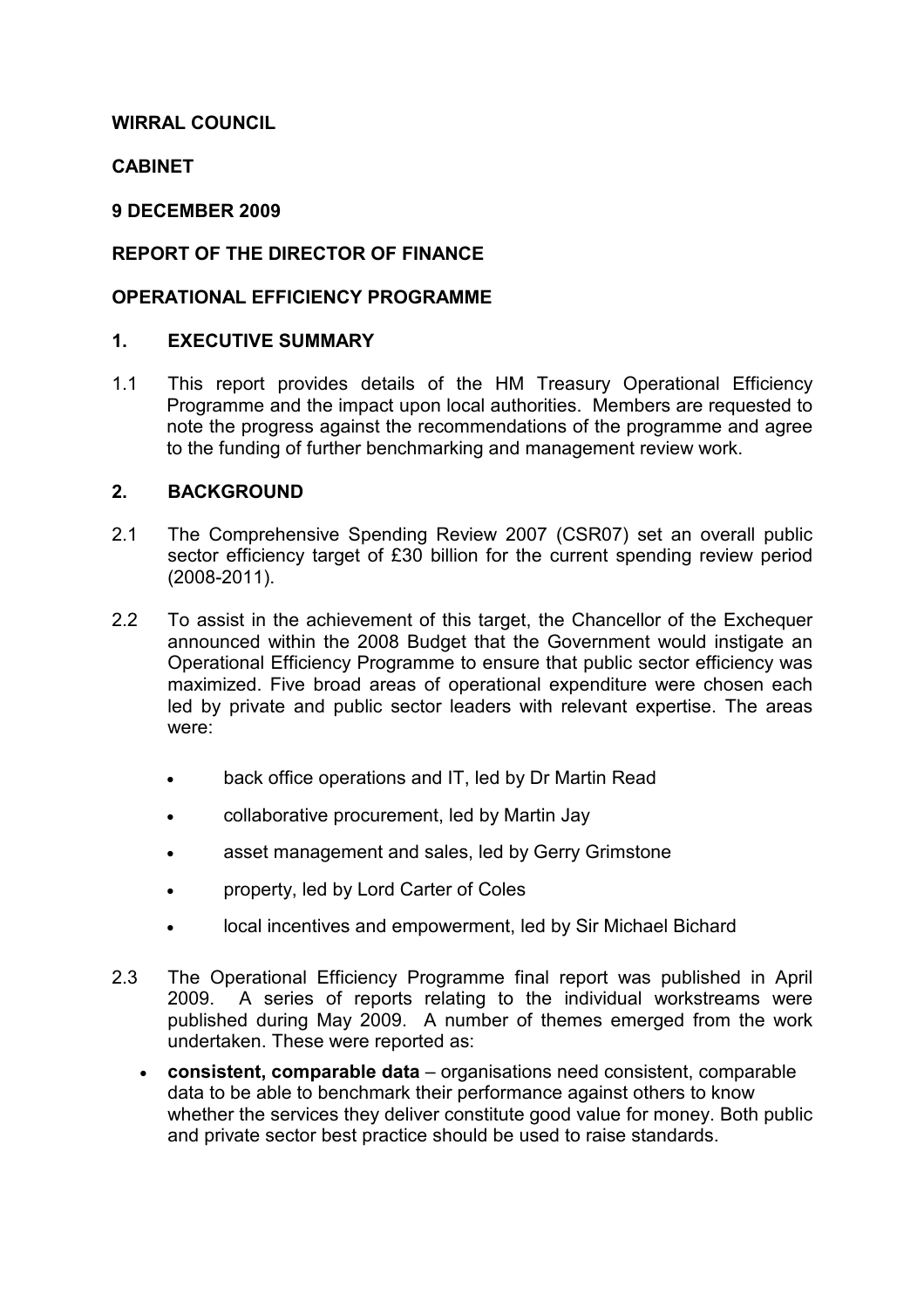**WIRRAL COUNCIL**

**CABINET**

**9 DECEMBER 2009**

**REPORT OF THE DIRECTOR OF FINANCE**

**OPERATIONAL EFFICIENCY PROGRAMME**

## 1. EXECUTIVE SUMMARY

1.1 This report provides details of the HM Treasury Operational Efficiency Programme and the impact upon local authorities. Members are requested to note the progress against the recommendations of the programme and agree to the funding of further benchmarking and management review work.

## 2. BACKGROUND

2.1 The Comprehensive Spending Review 2007 (CSR07) set an overall public sector efficiency target of £30 billion for the current spending review period (2008-2011).

2.2 To assist in the achievement of this target, the Chancellor of the Exchequer announced within the 2008 Budget that the Government would instigate an Operational Efficiency Programme to ensure that public sector efficiency was maximized. Five broad areas of operational expenditure were chosen each led by private and public sector leaders with relevant expertise. The areas were:

- back office operations and IT, led by Dr Martin Read
- collaborative procurement, led by Martin Jay
- asset management and sales, led by Gerry Grimstone
- property, led by Lord Carter of Coles
- local incentives and empowerment, led by Sir Michael Bichard

2.3 The Operational Efficiency Programme final report was published in April 2009. A series of reports relating to the individual workstreams were published during May 2009. A number of themes emerged from the work undertaken. These were reported as:

- **consistent, comparable data** – organisations need consistent, comparable data to be able to benchmark their performance against others to know whether the services they deliver constitute good value for money. Both public and private sector best practice should be used to raise standards.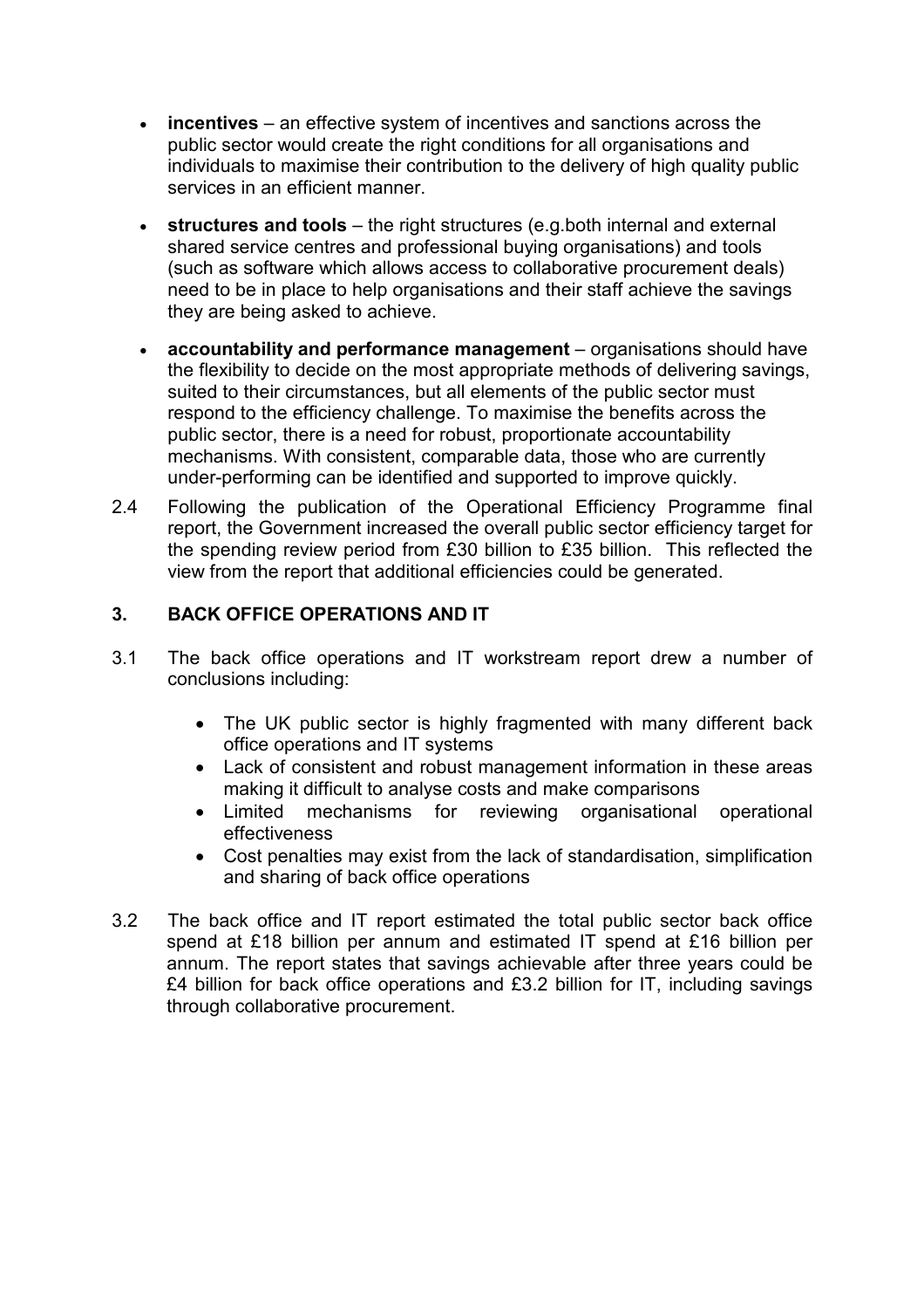- **incentives** – an effective system of incentives and sanctions across the public sector would create the right conditions for all organisations and individuals to maximise their contribution to the delivery of high quality public services in an efficient manner.

- **structures and tools** – the right structures (e.g.both internal and external shared service centres and professional buying organisations) and tools (such as software which allows access to collaborative procurement deals) need to be in place to help organisations and their staff achieve the savings they are being asked to achieve.

- **accountability and performance management** – organisations should have the flexibility to decide on the most appropriate methods of delivering savings, suited to their circumstances, but all elements of the public sector must respond to the efficiency challenge. To maximise the benefits across the public sector, there is a need for robust, proportionate accountability mechanisms. With consistent, comparable data, those who are currently under-performing can be identified and supported to improve quickly.

2.4 Following the publication of the Operational Efficiency Programme final report, the Government increased the overall public sector efficiency target for the spending review period from £30 billion to £35 billion. This reflected the view from the report that additional efficiencies could be generated.

## 3. BACK OFFICE OPERATIONS AND IT

3.1 The back office operations and IT workstream report drew a number of conclusions including:

- The UK public sector is highly fragmented with many different back office operations and IT systems
- Lack of consistent and robust management information in these areas making it difficult to analyse costs and make comparisons
- Limited mechanisms for reviewing organisational operational effectiveness
- Cost penalties may exist from the lack of standardisation, simplification and sharing of back office operations

3.2 The back office and IT report estimated the total public sector back office spend at £18 billion per annum and estimated IT spend at £16 billion per annum. The report states that savings achievable after three years could be £4 billion for back office operations and £3.2 billion for IT, including savings through collaborative procurement.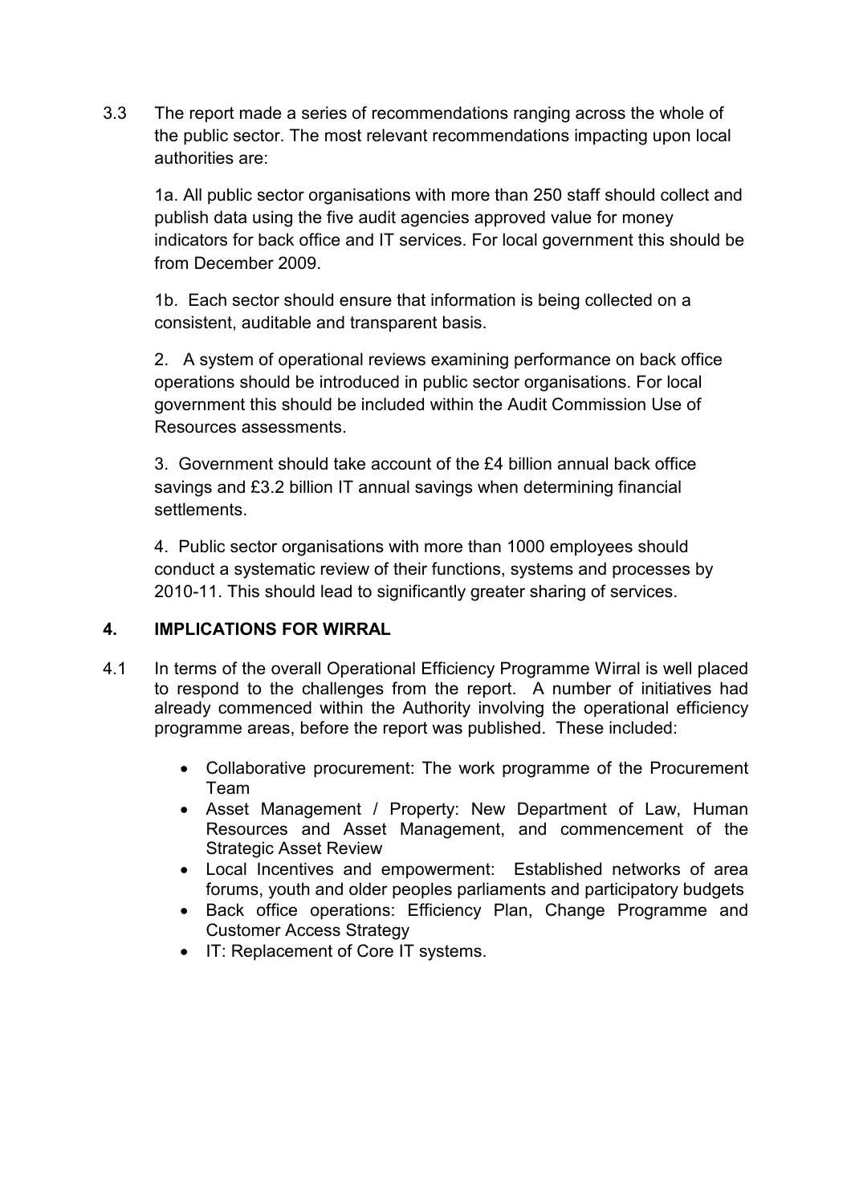3.3 The report made a series of recommendations ranging across the whole of the public sector. The most relevant recommendations impacting upon local authorities are:

1a. All public sector organisations with more than 250 staff should collect and publish data using the five audit agencies approved value for money indicators for back office and IT services. For local government this should be from December 2009.

1b. Each sector should ensure that information is being collected on a consistent, auditable and transparent basis.

2. A system of operational reviews examining performance on back office operations should be introduced in public sector organisations. For local government this should be included within the Audit Commission Use of Resources assessments.

3. Government should take account of the £4 billion annual back office savings and £3.2 billion IT annual savings when determining financial settlements.

4. Public sector organisations with more than 1000 employees should conduct a systematic review of their functions, systems and processes by 2010-11. This should lead to significantly greater sharing of services.

## 4. IMPLICATIONS FOR WIRRAL

4.1 In terms of the overall Operational Efficiency Programme Wirral is well placed to respond to the challenges from the report. A number of initiatives had already commenced within the Authority involving the operational efficiency programme areas, before the report was published. These included:

- Collaborative procurement: The work programme of the Procurement Team
- Asset Management / Property: New Department of Law, Human Resources and Asset Management, and commencement of the Strategic Asset Review
- Local Incentives and empowerment: Established networks of area forums, youth and older peoples parliaments and participatory budgets
- Back office operations: Efficiency Plan, Change Programme and Customer Access Strategy
- IT: Replacement of Core IT systems.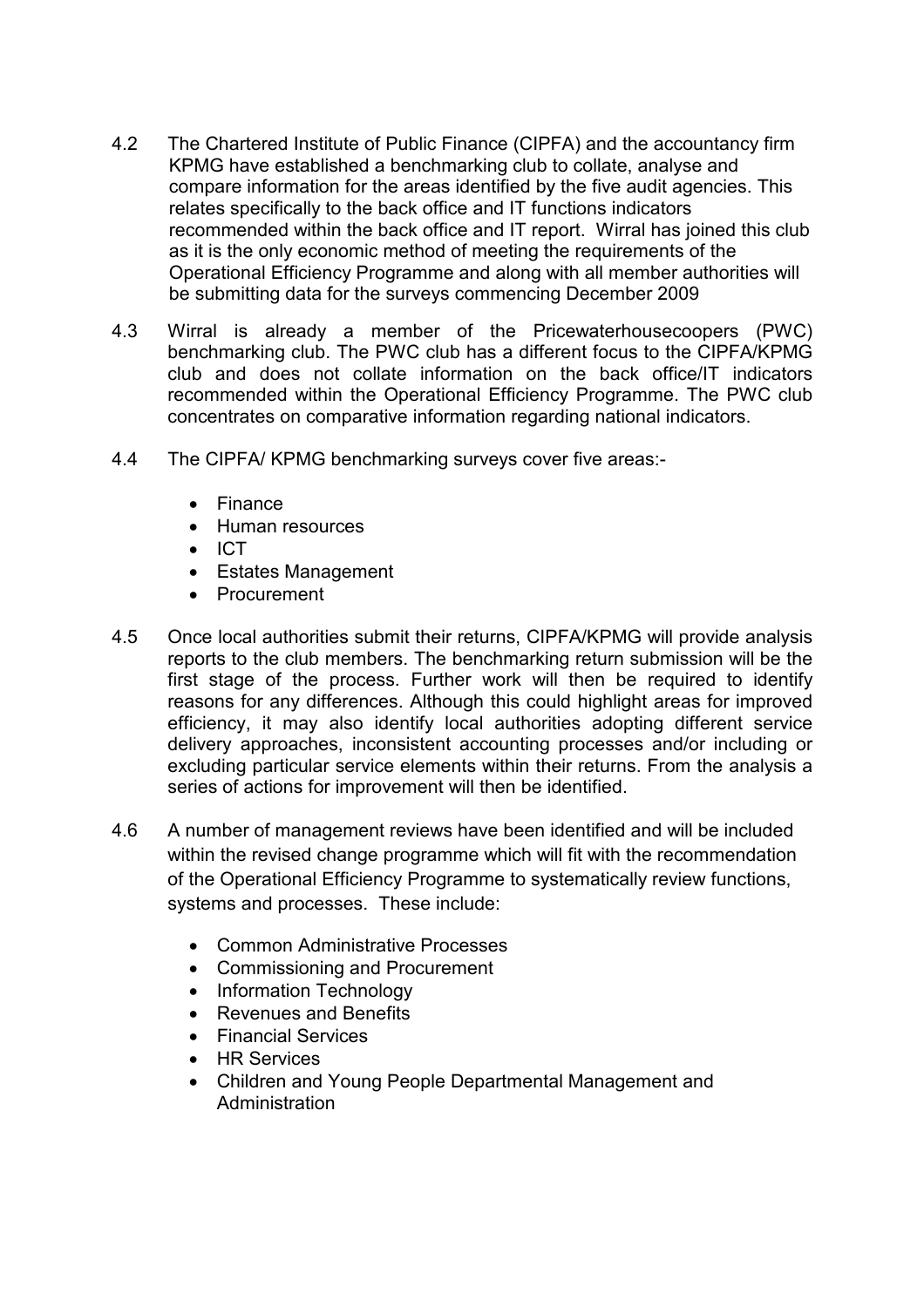4.2 The Chartered Institute of Public Finance (CIPFA) and the accountancy firm KPMG have established a benchmarking club to collate, analyse and compare information for the areas identified by the five audit agencies. This relates specifically to the back office and IT functions indicators recommended within the back office and IT report. Wirral has joined this club as it is the only economic method of meeting the requirements of the Operational Efficiency Programme and along with all member authorities will be submitting data for the surveys commencing December 2009

4.3 Wirral is already a member of the Pricewaterhousecoopers (PWC) benchmarking club. The PWC club has a different focus to the CIPFA/KPMG club and does not collate information on the back office/IT indicators recommended within the Operational Efficiency Programme. The PWC club concentrates on comparative information regarding national indicators.

4.4 The CIPFA/ KPMG benchmarking surveys cover five areas:-

- Finance
- Human resources
- ICT
- Estates Management
- Procurement

4.5 Once local authorities submit their returns, CIPFA/KPMG will provide analysis reports to the club members. The benchmarking return submission will be the first stage of the process. Further work will then be required to identify reasons for any differences. Although this could highlight areas for improved efficiency, it may also identify local authorities adopting different service delivery approaches, inconsistent accounting processes and/or including or excluding particular service elements within their returns. From the analysis a series of actions for improvement will then be identified.

4.6 A number of management reviews have been identified and will be included within the revised change programme which will fit with the recommendation of the Operational Efficiency Programme to systematically review functions, systems and processes. These include:

- Common Administrative Processes
- Commissioning and Procurement
- Information Technology
- Revenues and Benefits
- Financial Services
- HR Services
- Children and Young People Departmental Management and Administration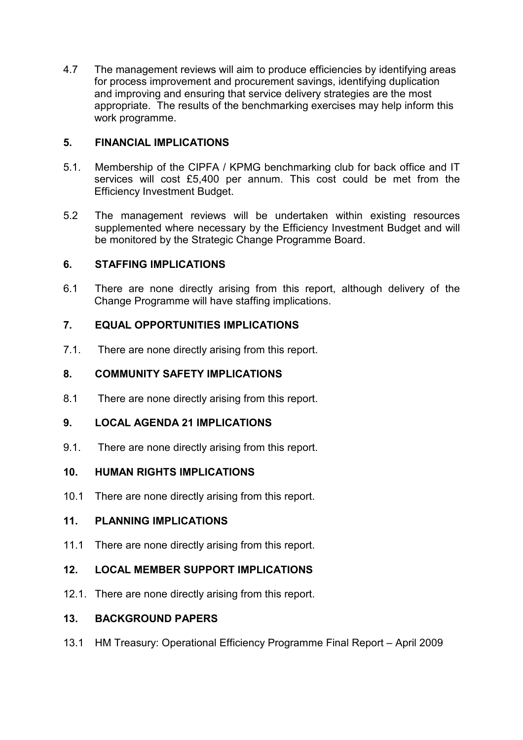4.7 The management reviews will aim to produce efficiencies by identifying areas for process improvement and procurement savings, identifying duplication and improving and ensuring that service delivery strategies are the most appropriate. The results of the benchmarking exercises may help inform this work programme.

## 5. FINANCIAL IMPLICATIONS

5.1. Membership of the CIPFA / KPMG benchmarking club for back office and IT services will cost £5,400 per annum. This cost could be met from the Efficiency Investment Budget.

5.2 The management reviews will be undertaken within existing resources supplemented where necessary by the Efficiency Investment Budget and will be monitored by the Strategic Change Programme Board.

## 6. STAFFING IMPLICATIONS

6.1 There are none directly arising from this report, although delivery of the Change Programme will have staffing implications.

## 7. EQUAL OPPORTUNITIES IMPLICATIONS

7.1. There are none directly arising from this report.

## 8. COMMUNITY SAFETY IMPLICATIONS

8.1 There are none directly arising from this report.

## 9. LOCAL AGENDA 21 IMPLICATIONS

9.1. There are none directly arising from this report.

## 10. HUMAN RIGHTS IMPLICATIONS

10.1 There are none directly arising from this report.

## 11. PLANNING IMPLICATIONS

11.1 There are none directly arising from this report.

## 12. LOCAL MEMBER SUPPORT IMPLICATIONS

12.1. There are none directly arising from this report.

## 13. BACKGROUND PAPERS

13.1 HM Treasury: Operational Efficiency Programme Final Report – April 2009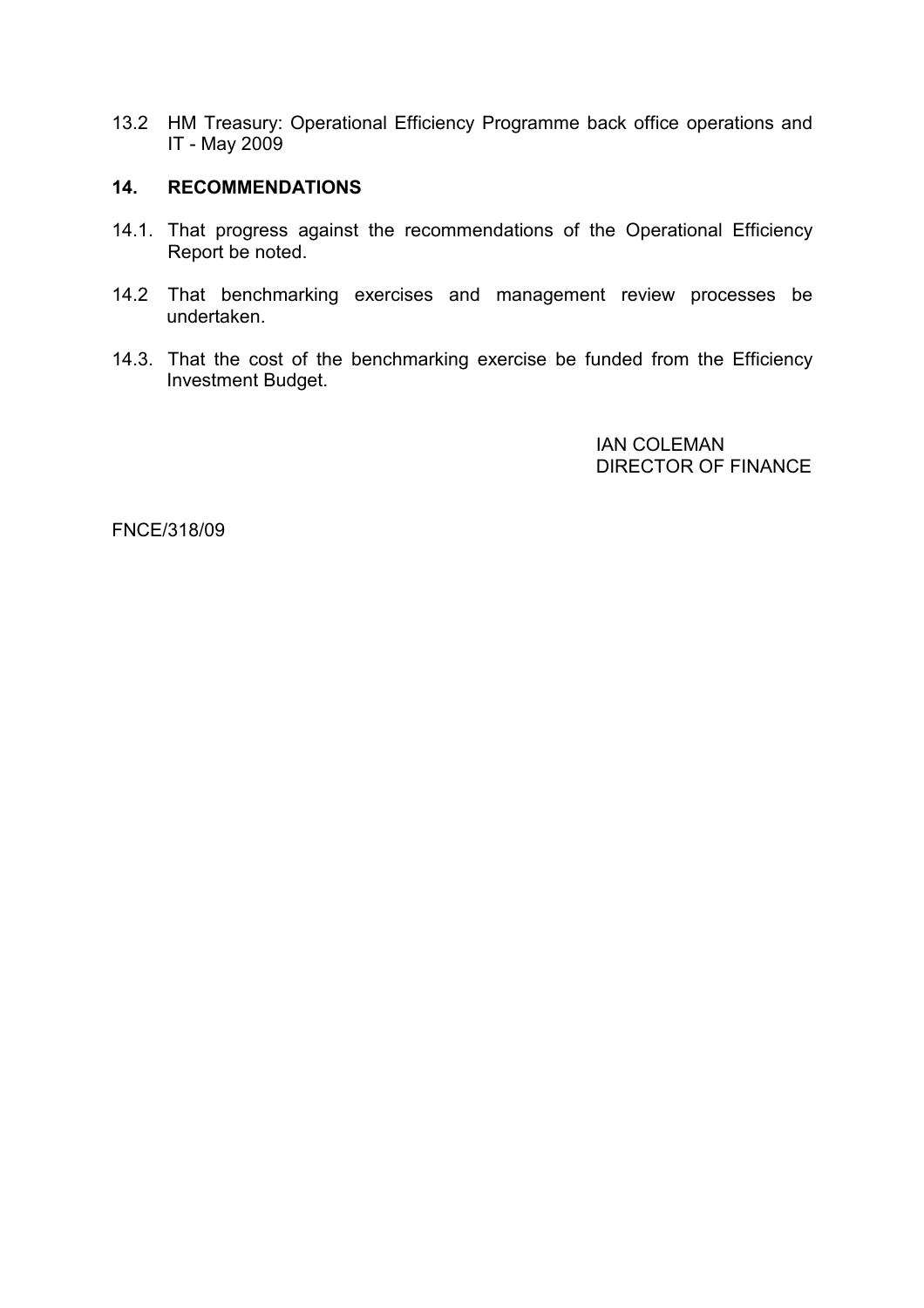13.2 HM Treasury: Operational Efficiency Programme back office operations and IT - May 2009

## 14. RECOMMENDATIONS

14.1. That progress against the recommendations of the Operational Efficiency Report be noted.

14.2 That benchmarking exercises and management review processes be undertaken.

14.3. That the cost of the benchmarking exercise be funded from the Efficiency Investment Budget.

IAN COLEMAN
DIRECTOR OF FINANCE

FNCE/318/09